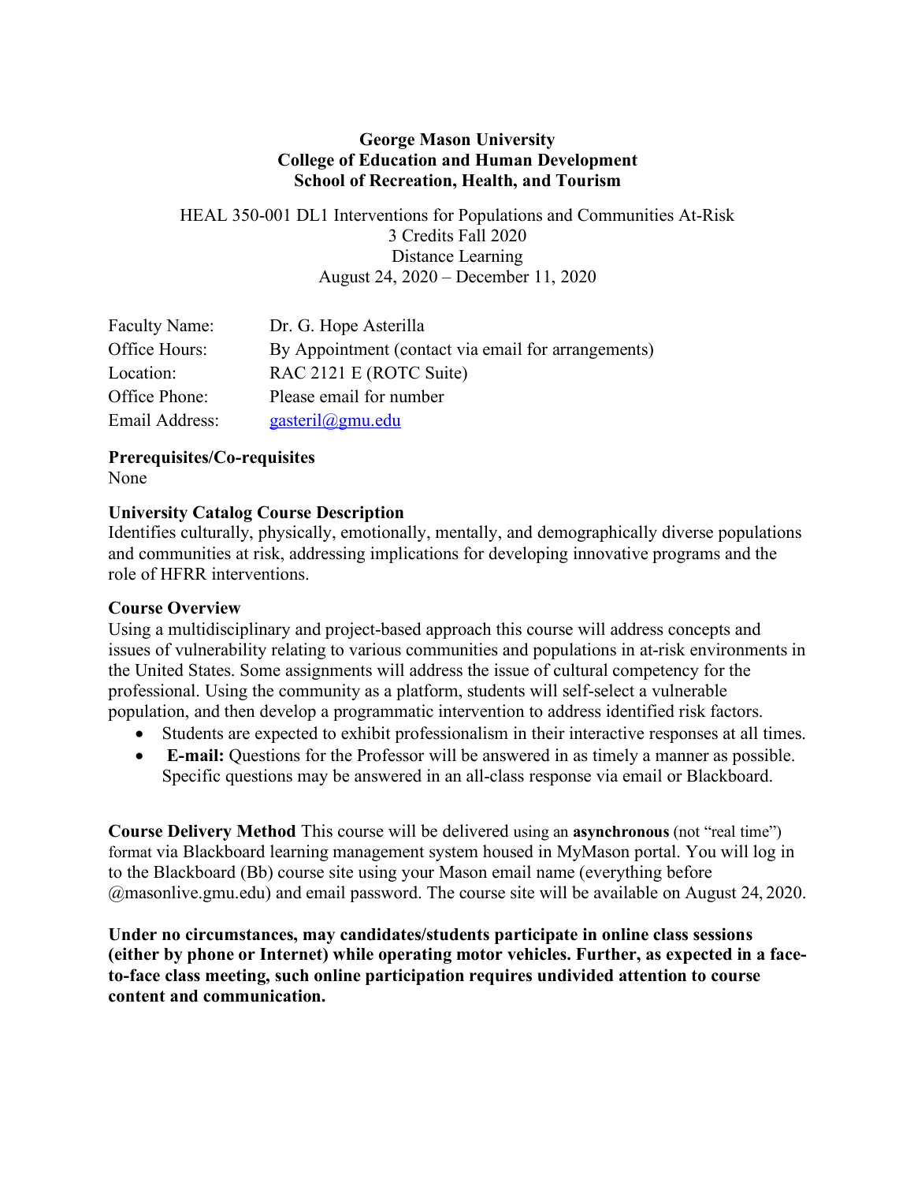**George Mason University**
**College of Education and Human Development**
**School of Recreation, Health, and Tourism**

HEAL 350-001 DL1 Interventions for Populations and Communities At-Risk
3 Credits Fall 2020
Distance Learning
August 24, 2020 – December 11, 2020

| | |
|---|---|
| Faculty Name: | Dr. G. Hope Asterilla |
| Office Hours: | By Appointment (contact via email for arrangements) |
| Location: | RAC 2121 E (ROTC Suite) |
| Office Phone: | Please email for number |
| Email Address: | gasteril@gmu.edu |

**Prerequisites/Co-requisites**
None

**University Catalog Course Description**
Identifies culturally, physically, emotionally, mentally, and demographically diverse populations and communities at risk, addressing implications for developing innovative programs and the role of HFRR interventions.

**Course Overview**
Using a multidisciplinary and project-based approach this course will address concepts and issues of vulnerability relating to various communities and populations in at-risk environments in the United States. Some assignments will address the issue of cultural competency for the professional. Using the community as a platform, students will self-select a vulnerable population, and then develop a programmatic intervention to address identified risk factors.

- Students are expected to exhibit professionalism in their interactive responses at all times.
- **E-mail:** Questions for the Professor will be answered in as timely a manner as possible. Specific questions may be answered in an all-class response via email or Blackboard.

**Course Delivery Method** This course will be delivered using an **asynchronous** (not "real time") format via Blackboard learning management system housed in MyMason portal. You will log in to the Blackboard (Bb) course site using your Mason email name (everything before @masonlive.gmu.edu) and email password. The course site will be available on August 24, 2020.

**Under no circumstances, may candidates/students participate in online class sessions (either by phone or Internet) while operating motor vehicles. Further, as expected in a face-to-face class meeting, such online participation requires undivided attention to course content and communication.**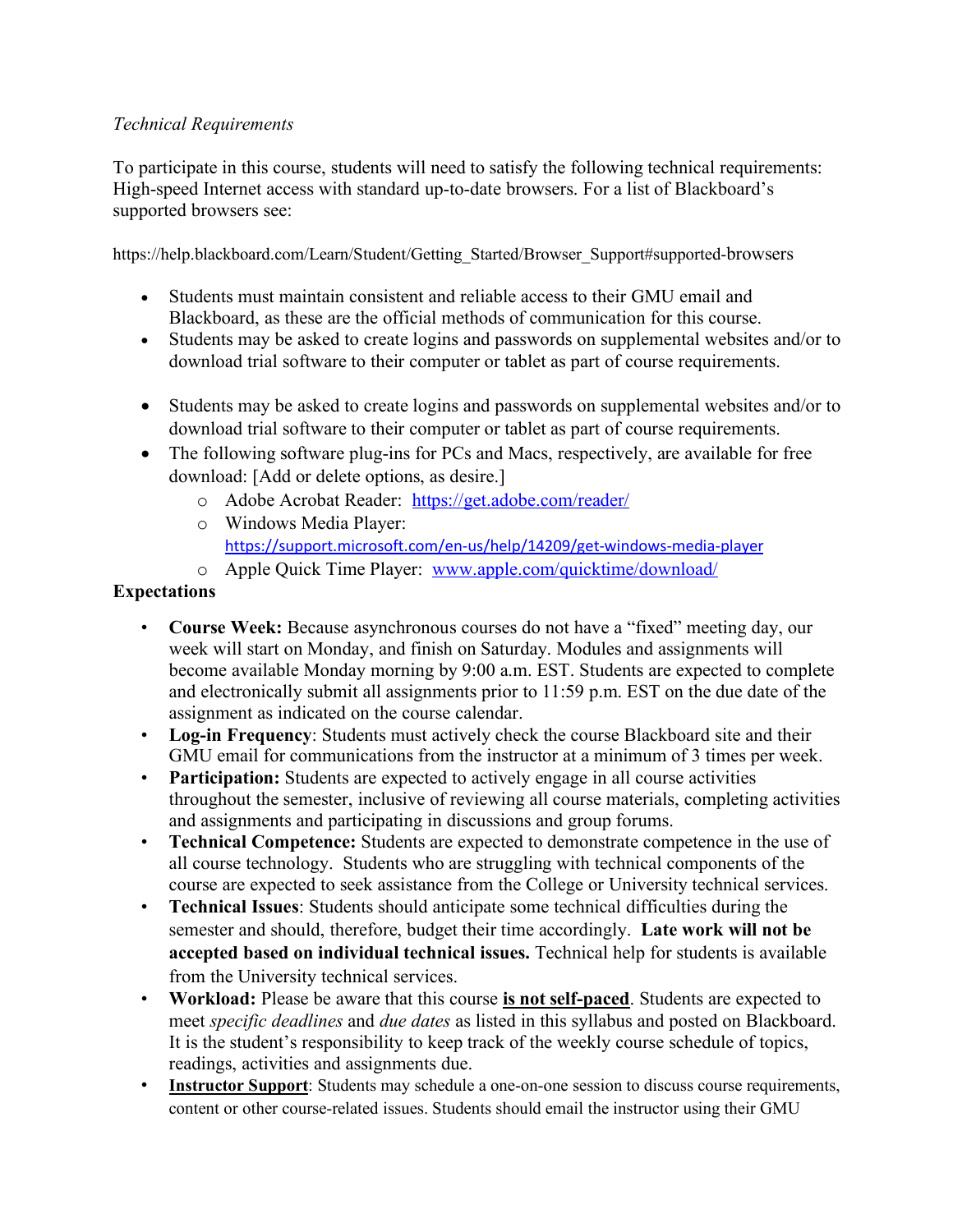*Technical Requirements*

To participate in this course, students will need to satisfy the following technical requirements: High-speed Internet access with standard up-to-date browsers. For a list of Blackboard's supported browsers see:

https://help.blackboard.com/Learn/Student/Getting_Started/Browser_Support#supported-browsers

- Students must maintain consistent and reliable access to their GMU email and Blackboard, as these are the official methods of communication for this course.
- Students may be asked to create logins and passwords on supplemental websites and/or to download trial software to their computer or tablet as part of course requirements.

- Students may be asked to create logins and passwords on supplemental websites and/or to download trial software to their computer or tablet as part of course requirements.
- The following software plug-ins for PCs and Macs, respectively, are available for free download: [Add or delete options, as desire.]
  - Adobe Acrobat Reader: [https://get.adobe.com/reader/](https://get.adobe.com/reader/)
  - Windows Media Player: [https://support.microsoft.com/en-us/help/14209/get-windows-media-player](https://support.microsoft.com/en-us/help/14209/get-windows-media-player)
  - Apple Quick Time Player: [www.apple.com/quicktime/download/](www.apple.com/quicktime/download/)

**Expectations**

- **Course Week:** Because asynchronous courses do not have a "fixed" meeting day, our week will start on Monday, and finish on Saturday. Modules and assignments will become available Monday morning by 9:00 a.m. EST. Students are expected to complete and electronically submit all assignments prior to 11:59 p.m. EST on the due date of the assignment as indicated on the course calendar.
- **Log-in Frequency**: Students must actively check the course Blackboard site and their GMU email for communications from the instructor at a minimum of 3 times per week.
- **Participation:** Students are expected to actively engage in all course activities throughout the semester, inclusive of reviewing all course materials, completing activities and assignments and participating in discussions and group forums.
- **Technical Competence:** Students are expected to demonstrate competence in the use of all course technology. Students who are struggling with technical components of the course are expected to seek assistance from the College or University technical services.
- **Technical Issues**: Students should anticipate some technical difficulties during the semester and should, therefore, budget their time accordingly. **Late work will not be accepted based on individual technical issues.** Technical help for students is available from the University technical services.
- **Workload:** Please be aware that this course **<u>is not self-paced</u>**. Students are expected to meet *specific deadlines* and *due dates* as listed in this syllabus and posted on Blackboard. It is the student's responsibility to keep track of the weekly course schedule of topics, readings, activities and assignments due.
- **<u>Instructor Support</u>**: Students may schedule a one-on-one session to discuss course requirements, content or other course-related issues. Students should email the instructor using their GMU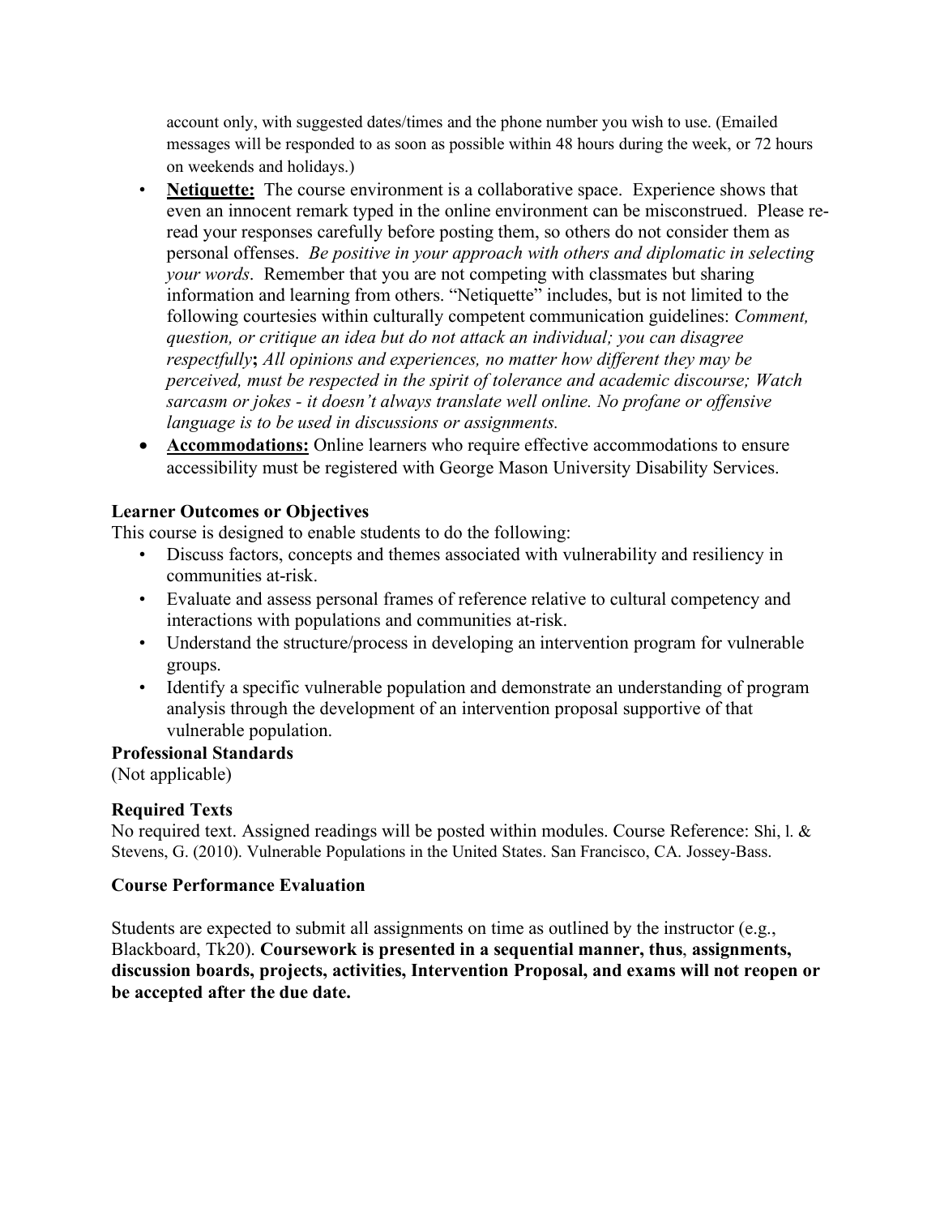account only, with suggested dates/times and the phone number you wish to use. (Emailed messages will be responded to as soon as possible within 48 hours during the week, or 72 hours on weekends and holidays.)

- **Netiquette:** The course environment is a collaborative space. Experience shows that even an innocent remark typed in the online environment can be misconstrued. Please re-read your responses carefully before posting them, so others do not consider them as personal offenses. *Be positive in your approach with others and diplomatic in selecting your words*. Remember that you are not competing with classmates but sharing information and learning from others. "Netiquette" includes, but is not limited to the following courtesies within culturally competent communication guidelines: *Comment, question, or critique an idea but do not attack an individual; you can disagree respectfully***;** *All opinions and experiences, no matter how different they may be perceived, must be respected in the spirit of tolerance and academic discourse; Watch sarcasm or jokes - it doesn't always translate well online. No profane or offensive language is to be used in discussions or assignments.*
- **Accommodations:** Online learners who require effective accommodations to ensure accessibility must be registered with George Mason University Disability Services.

**Learner Outcomes or Objectives**

This course is designed to enable students to do the following:

- Discuss factors, concepts and themes associated with vulnerability and resiliency in communities at-risk.
- Evaluate and assess personal frames of reference relative to cultural competency and interactions with populations and communities at-risk.
- Understand the structure/process in developing an intervention program for vulnerable groups.
- Identify a specific vulnerable population and demonstrate an understanding of program analysis through the development of an intervention proposal supportive of that vulnerable population.

**Professional Standards**

(Not applicable)

**Required Texts**

No required text. Assigned readings will be posted within modules. Course Reference: Shi, l. & Stevens, G. (2010). Vulnerable Populations in the United States. San Francisco, CA. Jossey-Bass.

**Course Performance Evaluation**

Students are expected to submit all assignments on time as outlined by the instructor (e.g., Blackboard, Tk20). **Coursework is presented in a sequential manner, thus**, **assignments, discussion boards, projects, activities, Intervention Proposal, and exams will not reopen or be accepted after the due date.**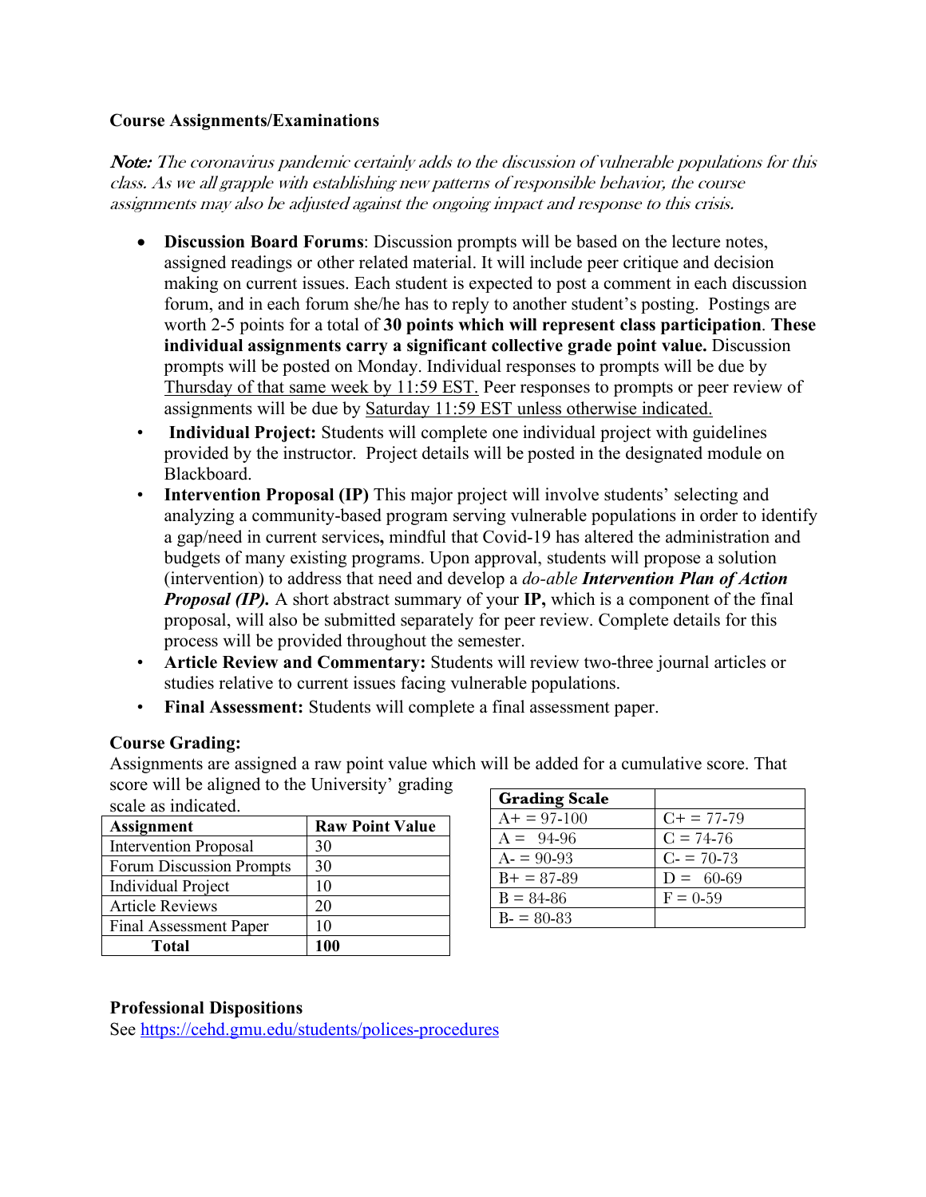**Course Assignments/Examinations**

***Note:*** *The coronavirus pandemic certainly adds to the discussion of vulnerable populations for this class. As we all grapple with establishing new patterns of responsible behavior, the course assignments may also be adjusted against the ongoing impact and response to this crisis.*

- **Discussion Board Forums**: Discussion prompts will be based on the lecture notes, assigned readings or other related material. It will include peer critique and decision making on current issues. Each student is expected to post a comment in each discussion forum, and in each forum she/he has to reply to another student's posting. Postings are worth 2-5 points for a total of **30 points which will represent class participation**. **These individual assignments carry a significant collective grade point value.** Discussion prompts will be posted on Monday. Individual responses to prompts will be due by Thursday of that same week by 11:59 EST. Peer responses to prompts or peer review of assignments will be due by Saturday 11:59 EST unless otherwise indicated.
- **Individual Project:** Students will complete one individual project with guidelines provided by the instructor. Project details will be posted in the designated module on Blackboard.
- **Intervention Proposal (IP)** This major project will involve students' selecting and analyzing a community-based program serving vulnerable populations in order to identify a gap/need in current services**,** mindful that Covid-19 has altered the administration and budgets of many existing programs. Upon approval, students will propose a solution (intervention) to address that need and develop a *do-able* ***Intervention Plan of Action Proposal (IP).*** A short abstract summary of your **IP,** which is a component of the final proposal, will also be submitted separately for peer review. Complete details for this process will be provided throughout the semester.
- **Article Review and Commentary:** Students will review two-three journal articles or studies relative to current issues facing vulnerable populations.
- **Final Assessment:** Students will complete a final assessment paper.

**Course Grading:**

Assignments are assigned a raw point value which will be added for a cumulative score. That score will be aligned to the University' grading scale as indicated.

| Assignment | Raw Point Value |
|---|---|
| Intervention Proposal | 30 |
| Forum Discussion Prompts | 30 |
| Individual Project | 10 |
| Article Reviews | 20 |
| Final Assessment Paper | 10 |
| **Total** | **100** |

| Grading Scale | |
|---|---|
| A+ = 97-100 | C+ = 77-79 |
| A = 94-96 | C = 74-76 |
| A- = 90-93 | C- = 70-73 |
| B+ = 87-89 | D = 60-69 |
| B = 84-86 | F = 0-59 |
| B- = 80-83 | |

**Professional Dispositions**

See https://cehd.gmu.edu/students/polices-procedures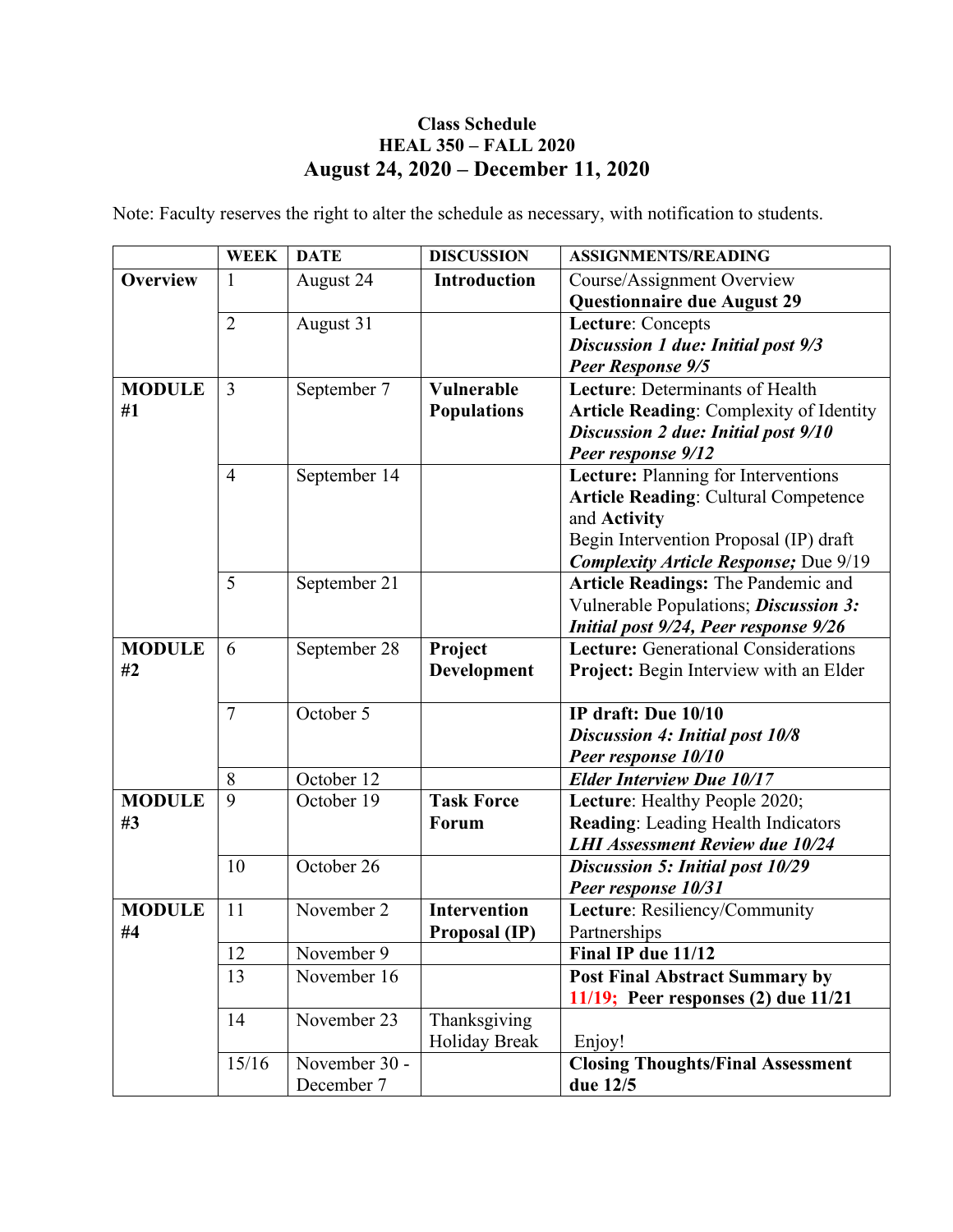**Class Schedule**
**HEAL 350 – FALL 2020**
**August 24, 2020 – December 11, 2020**

Note: Faculty reserves the right to alter the schedule as necessary, with notification to students.

| | WEEK | DATE | DISCUSSION | ASSIGNMENTS/READING |
|---|---|---|---|---|
| **Overview** | 1 | August 24 | **Introduction** | Course/Assignment Overview<br>**Questionnaire due August 29** |
| | 2 | August 31 | | **Lecture**: Concepts<br>***Discussion 1 due: Initial post 9/3***<br>***Peer Response 9/5*** |
| **MODULE #1** | 3 | September 7 | **Vulnerable Populations** | **Lecture**: Determinants of Health<br>**Article Reading**: Complexity of Identity<br>***Discussion 2 due: Initial post 9/10***<br>***Peer response 9/12*** |
| | 4 | September 14 | | **Lecture:** Planning for Interventions<br>**Article Reading**: Cultural Competence and **Activity**<br>Begin Intervention Proposal (IP) draft<br>***Complexity Article Response;*** Due 9/19 |
| | 5 | September 21 | | **Article Readings:** The Pandemic and Vulnerable Populations; ***Discussion 3: Initial post 9/24, Peer response 9/26*** |
| **MODULE #2** | 6 | September 28 | **Project Development** | **Lecture:** Generational Considerations<br>**Project:** Begin Interview with an Elder |
| | 7 | October 5 | | **IP draft: Due 10/10**<br>***Discussion 4: Initial post 10/8***<br>***Peer response 10/10*** |
| | 8 | October 12 | | ***Elder Interview Due 10/17*** |
| **MODULE #3** | 9 | October 19 | **Task Force Forum** | **Lecture**: Healthy People 2020;<br>**Reading**: Leading Health Indicators<br>***LHI Assessment Review due 10/24*** |
| | 10 | October 26 | | ***Discussion 5: Initial post 10/29***<br>***Peer response 10/31*** |
| **MODULE #4** | 11 | November 2 | **Intervention Proposal (IP)** | **Lecture**: Resiliency/Community Partnerships |
| | 12 | November 9 | | **Final IP due 11/12** |
| | 13 | November 16 | | **Post Final Abstract Summary by 11/19; Peer responses (2) due 11/21** |
| | 14 | November 23 | Thanksgiving Holiday Break | Enjoy! |
| | 15/16 | November 30 - December 7 | | **Closing Thoughts/Final Assessment due 12/5** |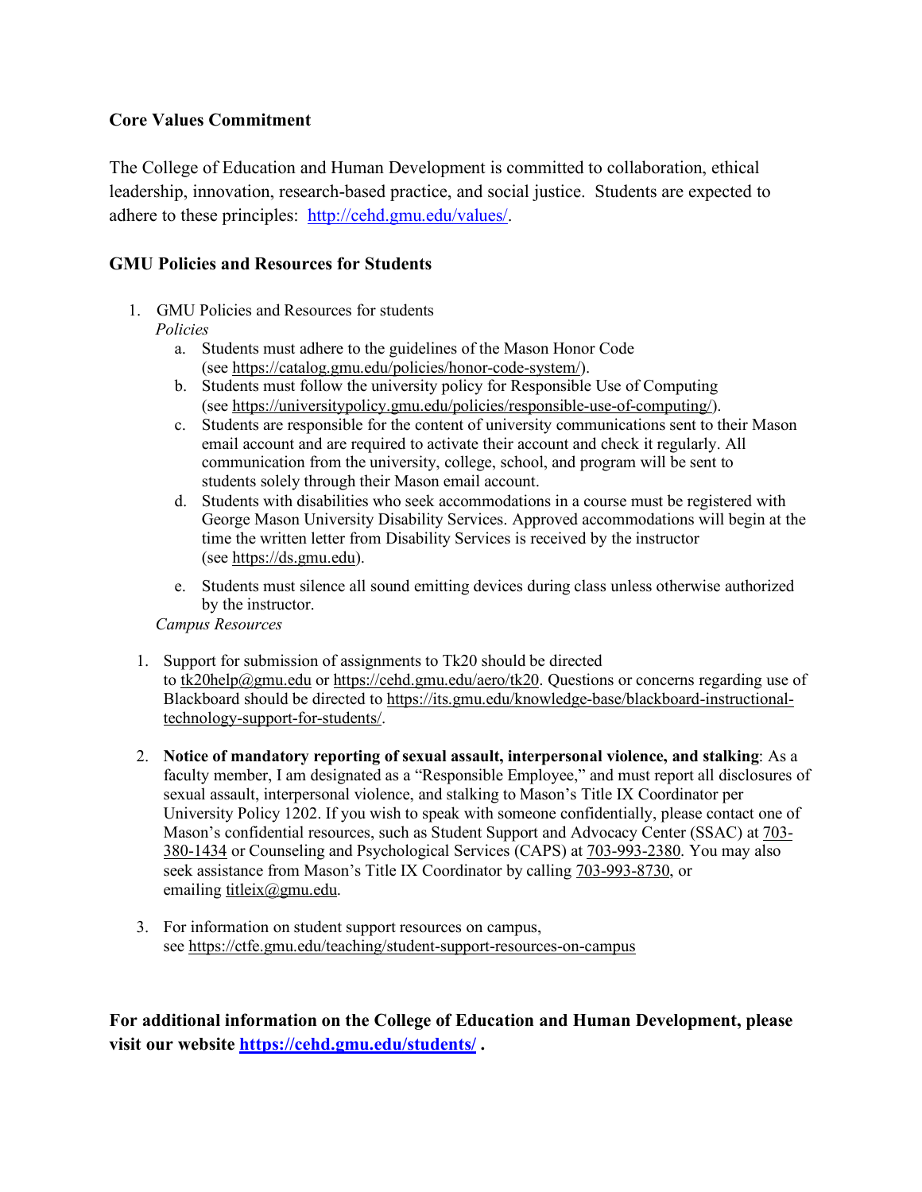**Core Values Commitment**

The College of Education and Human Development is committed to collaboration, ethical leadership, innovation, research-based practice, and social justice. Students are expected to adhere to these principles: http://cehd.gmu.edu/values/.

**GMU Policies and Resources for Students**

1. GMU Policies and Resources for students

   *Policies*

   a. Students must adhere to the guidelines of the Mason Honor Code (see https://catalog.gmu.edu/policies/honor-code-system/).
   b. Students must follow the university policy for Responsible Use of Computing (see https://universitypolicy.gmu.edu/policies/responsible-use-of-computing/).
   c. Students are responsible for the content of university communications sent to their Mason email account and are required to activate their account and check it regularly. All communication from the university, college, school, and program will be sent to students solely through their Mason email account.
   d. Students with disabilities who seek accommodations in a course must be registered with George Mason University Disability Services. Approved accommodations will begin at the time the written letter from Disability Services is received by the instructor (see https://ds.gmu.edu).
   e. Students must silence all sound emitting devices during class unless otherwise authorized by the instructor.

   *Campus Resources*

1. Support for submission of assignments to Tk20 should be directed to tk20help@gmu.edu or https://cehd.gmu.edu/aero/tk20. Questions or concerns regarding use of Blackboard should be directed to https://its.gmu.edu/knowledge-base/blackboard-instructional-technology-support-for-students/.

2. **Notice of mandatory reporting of sexual assault, interpersonal violence, and stalking**: As a faculty member, I am designated as a "Responsible Employee," and must report all disclosures of sexual assault, interpersonal violence, and stalking to Mason's Title IX Coordinator per University Policy 1202. If you wish to speak with someone confidentially, please contact one of Mason's confidential resources, such as Student Support and Advocacy Center (SSAC) at 703-380-1434 or Counseling and Psychological Services (CAPS) at 703-993-2380. You may also seek assistance from Mason's Title IX Coordinator by calling 703-993-8730, or emailing titleix@gmu.edu.

3. For information on student support resources on campus, see https://ctfe.gmu.edu/teaching/student-support-resources-on-campus

**For additional information on the College of Education and Human Development, please visit our website https://cehd.gmu.edu/students/ .**